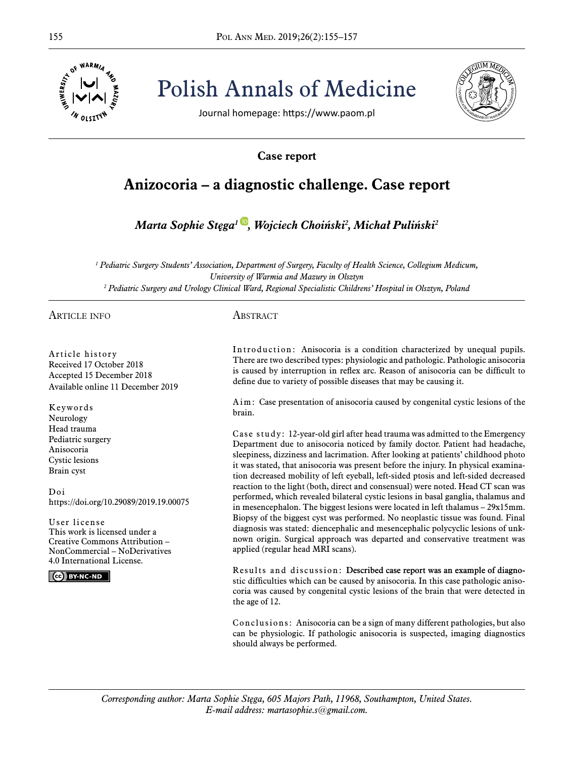Polish Annals of Medicine

Journal homepage: https://www.paom.pl

**Case report**

# Anizocoria – a diagnostic challenge. Case report

***Marta Sophie Stęga[1], Wojciech Choiński[2], Michał Puliński[2]***

*[1] Pediatric Surgery Students' Association, Department of Surgery, Faculty of Health Science, Collegium Medicum, University of Warmia and Mazury in Olsztyn*
*[2] Pediatric Surgery and Urology Clinical Ward, Regional Specialistic Childrens' Hospital in Olsztyn, Poland*

## Article info

**Article history**
Received 17 October 2018
Accepted 15 December 2018
Available online 11 December 2019

**Keywords**
Neurology
Head trauma
Pediatric surgery
Anisocoria
Cystic lesions
Brain cyst

**Doi**
https://doi.org/10.29089/2019.19.00075

**User license**
This work is licensed under a Creative Commons Attribution – NonCommercial – NoDerivatives 4.0 International License.

BY-NC-ND

## Abstract

**Introduction:** Anisocoria is a condition characterized by unequal pupils. There are two described types: physiologic and pathologic. Pathologic anisocoria is caused by interruption in reflex arc. Reason of anisocoria can be difficult to define due to variety of possible diseases that may be causing it.

**Aim:** Case presentation of anisocoria caused by congenital cystic lesions of the brain.

**Case study:** 12-year-old girl after head trauma was admitted to the Emergency Department due to anisocoria noticed by family doctor. Patient had headache, sleepiness, dizziness and lacrimation. After looking at patients' childhood photo it was stated, that anisocoria was present before the injury. In physical examination decreased mobility of left eyeball, left-sided ptosis and left-sided decreased reaction to the light (both, direct and consensual) were noted. Head CT scan was performed, which revealed bilateral cystic lesions in basal ganglia, thalamus and in mesencephalon. The biggest lesions were located in left thalamus – 29x15mm. Biopsy of the biggest cyst was performed. No neoplastic tissue was found. Final diagnosis was stated: diencephalic and mesencephalic polycyclic lesions of unknown origin. Surgical approach was departed and conservative treatment was applied (regular head MRI scans).

**Results and discussion:** Described case report was an example of diagnostic difficulties which can be caused by anisocoria. In this case pathologic anisocoria was caused by congenital cystic lesions of the brain that were detected in the age of 12.

**Conclusions:** Anisocoria can be a sign of many different pathologies, but also can be physiologic. If pathologic anisocoria is suspected, imaging diagnostics should always be performed.

*Corresponding author: Marta Sophie Stęga, 605 Majors Path, 11968, Southampton, United States.*
*E-mail address: martasophie.s@gmail.com.*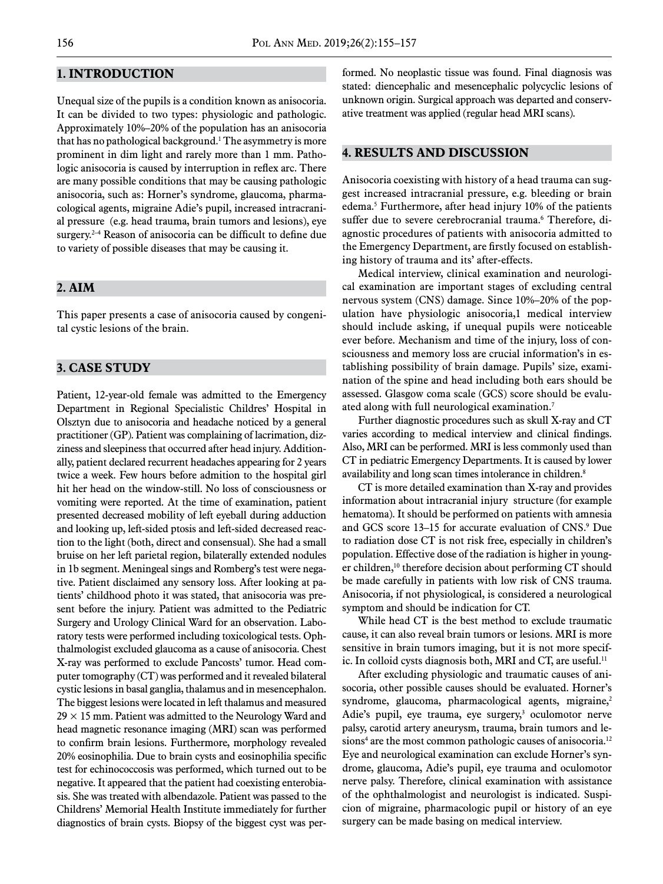## 1. INTRODUCTION

Unequal size of the pupils is a condition known as anisocoria. It can be divided to two types: physiologic and pathologic. Approximately 10%–20% of the population has an anisocoria that has no pathological background.[1] The asymmetry is more prominent in dim light and rarely more than 1 mm. Pathologic anisocoria is caused by interruption in reflex arc. There are many possible conditions that may be causing pathologic anisocoria, such as: Horner's syndrome, glaucoma, pharmacological agents, migraine Adie's pupil, increased intracranial pressure (e.g. head trauma, brain tumors and lesions), eye surgery.[2–4] Reason of anisocoria can be difficult to define due to variety of possible diseases that may be causing it.

## 2. AIM

This paper presents a case of anisocoria caused by congenital cystic lesions of the brain.

## 3. CASE STUDY

Patient, 12-year-old female was admitted to the Emergency Department in Regional Specialistic Childres' Hospital in Olsztyn due to anisocoria and headache noticed by a general practitioner (GP). Patient was complaining of lacrimation, dizziness and sleepiness that occurred after head injury. Additionally, patient declared recurrent headaches appearing for 2 years twice a week. Few hours before admition to the hospital girl hit her head on the window-still. No loss of consciousness or vomiting were reported. At the time of examination, patient presented decreased mobility of left eyeball during adduction and looking up, left-sided ptosis and left-sided decreased reaction to the light (both, direct and consensual). She had a small bruise on her left parietal region, bilaterally extended nodules in 1b segment. Meningeal sings and Romberg's test were negative. Patient disclaimed any sensory loss. After looking at patients' childhood photo it was stated, that anisocoria was present before the injury. Patient was admitted to the Pediatric Surgery and Urology Clinical Ward for an observation. Laboratory tests were performed including toxicological tests. Ophthalmologist excluded glaucoma as a cause of anisocoria. Chest X-ray was performed to exclude Pancosts' tumor. Head computer tomography (CT) was performed and it revealed bilateral cystic lesions in basal ganglia, thalamus and in mesencephalon. The biggest lesions were located in left thalamus and measured 29 × 15 mm. Patient was admitted to the Neurology Ward and head magnetic resonance imaging (MRI) scan was performed to confirm brain lesions. Furthermore, morphology revealed 20% eosinophilia. Due to brain cysts and eosinophilia specific test for echinococcosis was performed, which turned out to be negative. It appeared that the patient had coexisting enterobiasis. She was treated with albendazole. Patient was passed to the Childrens' Memorial Health Institute immediately for further diagnostics of brain cysts. Biopsy of the biggest cyst was performed. No neoplastic tissue was found. Final diagnosis was stated: diencephalic and mesencephalic polycyclic lesions of unknown origin. Surgical approach was departed and conservative treatment was applied (regular head MRI scans).

## 4. RESULTS AND DISCUSSION

Anisocoria coexisting with history of a head trauma can suggest increased intracranial pressure, e.g. bleeding or brain edema.[5] Furthermore, after head injury 10% of the patients suffer due to severe cerebrocranial trauma.[6] Therefore, diagnostic procedures of patients with anisocoria admitted to the Emergency Department, are firstly focused on establishing history of trauma and its' after-effects.

Medical interview, clinical examination and neurological examination are important stages of excluding central nervous system (CNS) damage. Since 10%–20% of the population have physiologic anisocoria,1 medical interview should include asking, if unequal pupils were noticeable ever before. Mechanism and time of the injury, loss of consciousness and memory loss are crucial information's in establishing possibility of brain damage. Pupils' size, examination of the spine and head including both ears should be assessed. Glasgow coma scale (GCS) score should be evaluated along with full neurological examination.[7]

Further diagnostic procedures such as skull X-ray and CT varies according to medical interview and clinical findings. Also, MRI can be performed. MRI is less commonly used than CT in pediatric Emergency Departments. It is caused by lower availability and long scan times intolerance in children.[8]

CT is more detailed examination than X-ray and provides information about intracranial injury structure (for example hematoma). It should be performed on patients with amnesia and GCS score 13–15 for accurate evaluation of CNS.[9] Due to radiation dose CT is not risk free, especially in children's population. Effective dose of the radiation is higher in younger children,[10] therefore decision about performing CT should be made carefully in patients with low risk of CNS trauma. Anisocoria, if not physiological, is considered a neurological symptom and should be indication for CT.

While head CT is the best method to exclude traumatic cause, it can also reveal brain tumors or lesions. MRI is more sensitive in brain tumors imaging, but it is not more specific. In colloid cysts diagnosis both, MRI and CT, are useful.[11]

After excluding physiologic and traumatic causes of anisocoria, other possible causes should be evaluated. Horner's syndrome, glaucoma, pharmacological agents, migraine,[2] Adie's pupil, eye trauma, eye surgery,[3] oculomotor nerve palsy, carotid artery aneurysm, trauma, brain tumors and lesions[4] are the most common pathologic causes of anisocoria.[12] Eye and neurological examination can exclude Horner's syndrome, glaucoma, Adie's pupil, eye trauma and oculomotor nerve palsy. Therefore, clinical examination with assistance of the ophthalmologist and neurologist is indicated. Suspicion of migraine, pharmacologic pupil or history of an eye surgery can be made basing on medical interview.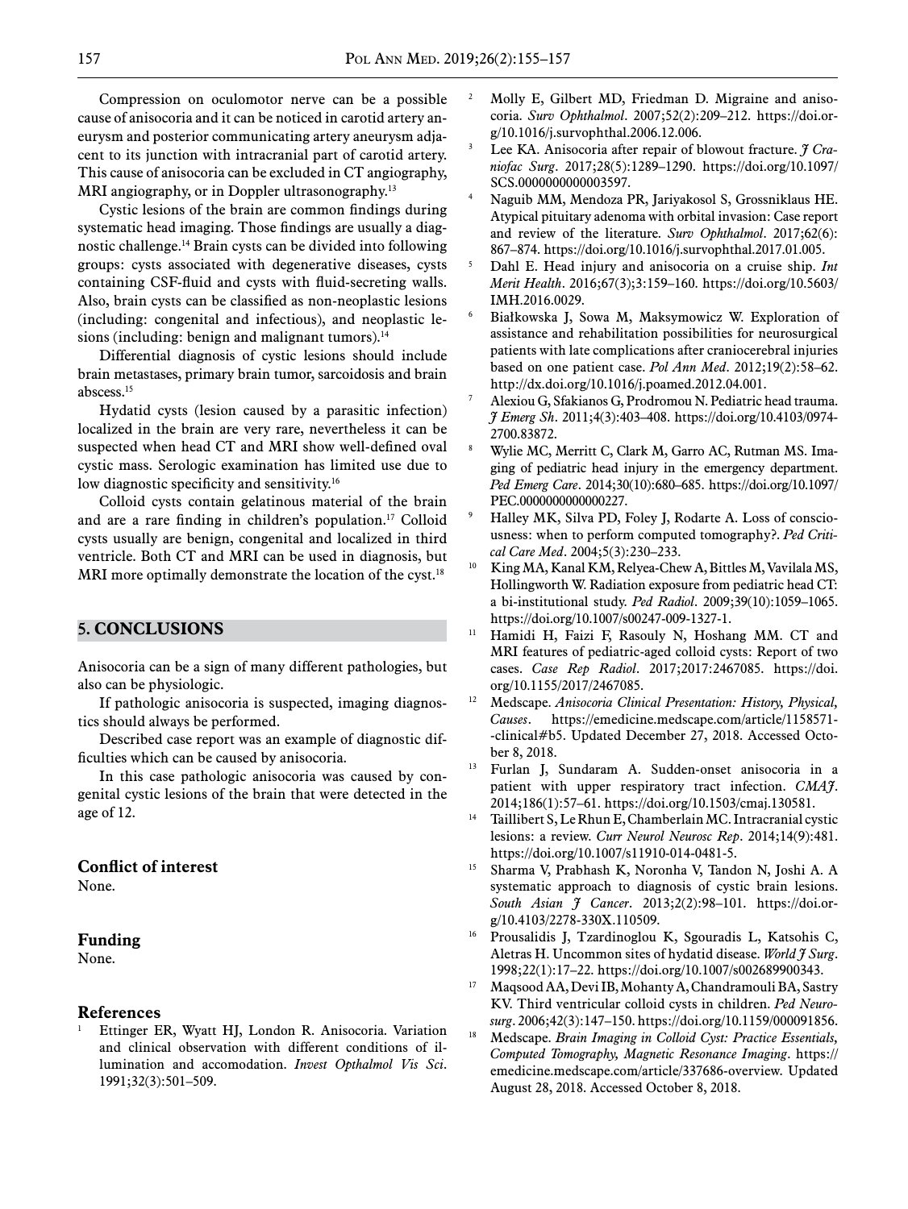Compression on oculomotor nerve can be a possible cause of anisocoria and it can be noticed in carotid artery aneurysm and posterior communicating artery aneurysm adjacent to its junction with intracranial part of carotid artery. This cause of anisocoria can be excluded in CT angiography, MRI angiography, or in Doppler ultrasonography.[13]

Cystic lesions of the brain are common findings during systematic head imaging. Those findings are usually a diagnostic challenge.[14] Brain cysts can be divided into following groups: cysts associated with degenerative diseases, cysts containing CSF-fluid and cysts with fluid-secreting walls. Also, brain cysts can be classified as non-neoplastic lesions (including: congenital and infectious), and neoplastic lesions (including: benign and malignant tumors).[14]

Differential diagnosis of cystic lesions should include brain metastases, primary brain tumor, sarcoidosis and brain abscess.[15]

Hydatid cysts (lesion caused by a parasitic infection) localized in the brain are very rare, nevertheless it can be suspected when head CT and MRI show well-defined oval cystic mass. Serologic examination has limited use due to low diagnostic specificity and sensitivity.[16]

Colloid cysts contain gelatinous material of the brain and are a rare finding in children's population.[17] Colloid cysts usually are benign, congenital and localized in third ventricle. Both CT and MRI can be used in diagnosis, but MRI more optimally demonstrate the location of the cyst.[18]

## 5. CONCLUSIONS

Anisocoria can be a sign of many different pathologies, but also can be physiologic.

If pathologic anisocoria is suspected, imaging diagnostics should always be performed.

Described case report was an example of diagnostic difficulties which can be caused by anisocoria.

In this case pathologic anisocoria was caused by congenital cystic lesions of the brain that were detected in the age of 12.

### Conflict of interest

None.

### Funding

None.

### References

1. Ettinger ER, Wyatt HJ, London R. Anisocoria. Variation and clinical observation with different conditions of illumination and accomodation. *Invest Opthalmol Vis Sci*. 1991;32(3):501–509.
2. Molly E, Gilbert MD, Friedman D. Migraine and anisocoria. *Surv Ophthalmol*. 2007;52(2):209–212. https://doi.org/10.1016/j.survophthal.2006.12.006.
3. Lee KA. Anisocoria after repair of blowout fracture. *J Craniofac Surg*. 2017;28(5):1289–1290. https://doi.org/10.1097/SCS.0000000000003597.
4. Naguib MM, Mendoza PR, Jariyakosol S, Grossniklaus HE. Atypical pituitary adenoma with orbital invasion: Case report and review of the literature. *Surv Ophthalmol*. 2017;62(6):867–874. https://doi.org/10.1016/j.survophthal.2017.01.005.
5. Dahl E. Head injury and anisocoria on a cruise ship. *Int Merit Health*. 2016;67(3);3:159–160. https://doi.org/10.5603/IMH.2016.0029.
6. Białkowska J, Sowa M, Maksymowicz W. Exploration of assistance and rehabilitation possibilities for neurosurgical patients with late complications after craniocerebral injuries based on one patient case. *Pol Ann Med*. 2012;19(2):58–62. http://dx.doi.org/10.1016/j.poamed.2012.04.001.
7. Alexiou G, Sfakianos G, Prodromou N. Pediatric head trauma. *J Emerg Sh*. 2011;4(3):403–408. https://doi.org/10.4103/0974-2700.83872.
8. Wylie MC, Merritt C, Clark M, Garro AC, Rutman MS. Imaging of pediatric head injury in the emergency department. *Ped Emerg Care*. 2014;30(10):680–685. https://doi.org/10.1097/PEC.0000000000000227.
9. Halley MK, Silva PD, Foley J, Rodarte A. Loss of consciousness: when to perform computed tomography?. *Ped Critical Care Med*. 2004;5(3):230–233.
10. King MA, Kanal KM, Relyea-Chew A, Bittles M, Vavilala MS, Hollingworth W. Radiation exposure from pediatric head CT: a bi-institutional study. *Ped Radiol*. 2009;39(10):1059–1065. https://doi.org/10.1007/s00247-009-1327-1.
11. Hamidi H, Faizi F, Rasouly N, Hoshang MM. CT and MRI features of pediatric-aged colloid cysts: Report of two cases. *Case Rep Radiol*. 2017;2017:2467085. https://doi.org/10.1155/2017/2467085.
12. Medscape. *Anisocoria Clinical Presentation: History, Physical, Causes*. https://emedicine.medscape.com/article/1158571-clinical#b5. Updated December 27, 2018. Accessed October 8, 2018.
13. Furlan J, Sundaram A. Sudden-onset anisocoria in a patient with upper respiratory tract infection. *CMAJ*. 2014;186(1):57–61. https://doi.org/10.1503/cmaj.130581.
14. Taillibert S, Le Rhun E, Chamberlain MC. Intracranial cystic lesions: a review. *Curr Neurol Neurosc Rep*. 2014;14(9):481. https://doi.org/10.1007/s11910-014-0481-5.
15. Sharma V, Prabhash K, Noronha V, Tandon N, Joshi A. A systematic approach to diagnosis of cystic brain lesions. *South Asian J Cancer*. 2013;2(2):98–101. https://doi.org/10.4103/2278-330X.110509.
16. Prousalidis J, Tzardinoglou K, Sgouradis L, Katsohis C, Aletras H. Uncommon sites of hydatid disease. *World J Surg*. 1998;22(1):17–22. https://doi.org/10.1007/s002689900343.
17. Maqsood AA, Devi IB, Mohanty A, Chandramouli BA, Sastry KV. Third ventricular colloid cysts in children. *Ped Neurosurg*. 2006;42(3):147–150. https://doi.org/10.1159/000091856.
18. Medscape. *Brain Imaging in Colloid Cyst: Practice Essentials, Computed Tomography, Magnetic Resonance Imaging*. https://emedicine.medscape.com/article/337686-overview. Updated August 28, 2018. Accessed October 8, 2018.